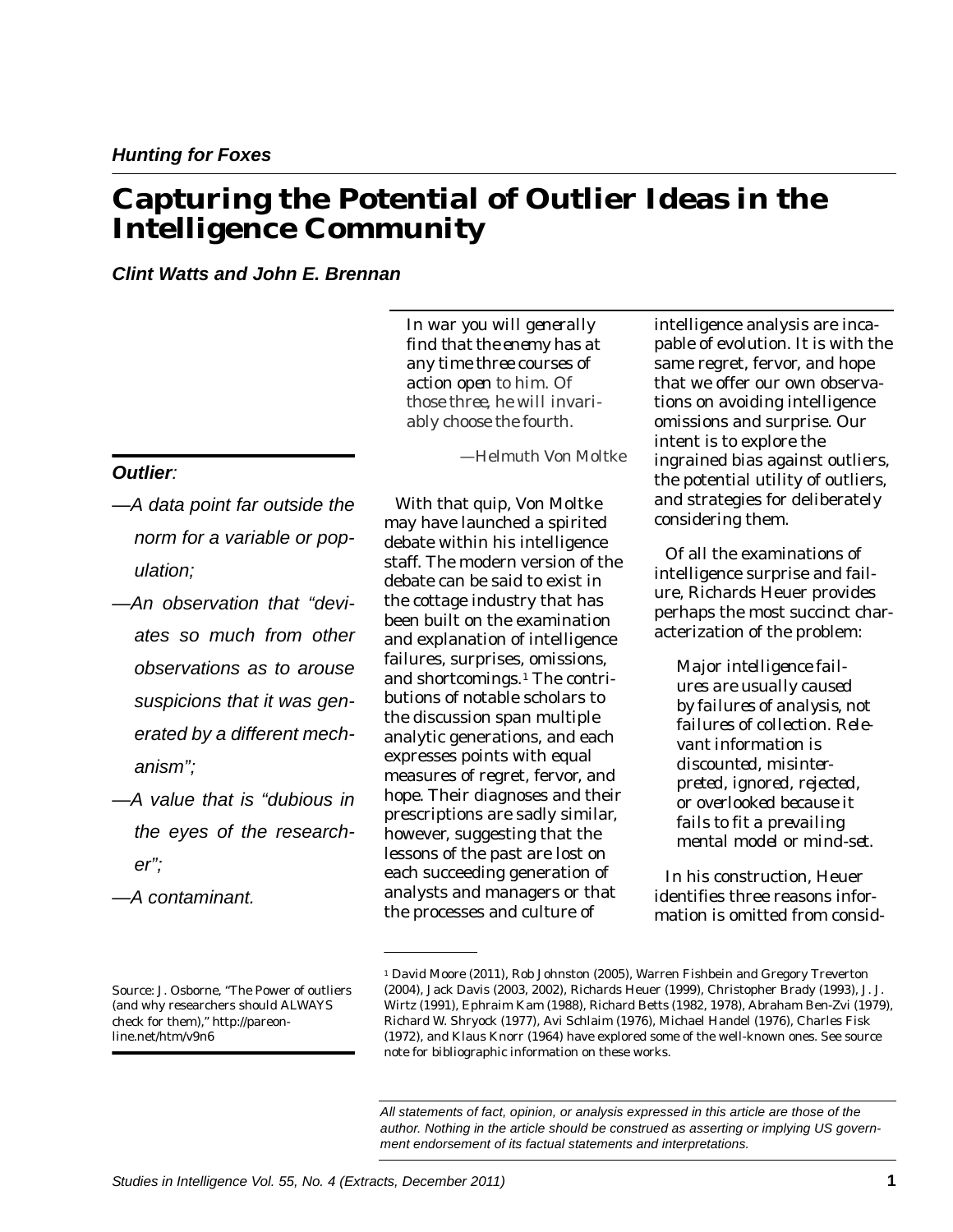*Hunting for Foxes*

# Capturing the Potential of Outlier Ideas in the Intelligence Community

***Clint Watts and John E. Brennan***

> *In war you will generally find that the enemy has at any time three courses of action open to him. Of those three, he will invariably choose the fourth.*
>
> —Helmuth Von Moltke

***Outlier*:**

- —*A data point far outside the norm for a variable or population;*
- —*An observation that "deviates so much from other observations as to arouse suspicions that it was generated by a different mechanism";*
- —*A value that is "dubious in the eyes of the researcher";*
- —*A contaminant.*

Source: J. Osborne, "The Power of outliers (and why researchers should ALWAYS check for them)," http://pareonline.net/htm/v9n6

With that quip, Von Moltke may have launched a spirited debate within his intelligence staff. The modern version of the debate can be said to exist in the cottage industry that has been built on the examination and explanation of intelligence failures, surprises, omissions, and shortcomings.[1] The contributions of notable scholars to the discussion span multiple analytic generations, and each expresses points with equal measures of regret, fervor, and hope. Their diagnoses and their prescriptions are sadly similar, however, suggesting that the lessons of the past are lost on each succeeding generation of analysts and managers or that the processes and culture of intelligence analysis are incapable of evolution. It is with the same regret, fervor, and hope that we offer our own observations on avoiding intelligence omissions and surprise. Our intent is to explore the ingrained bias against outliers, the potential utility of outliers, and strategies for deliberately considering them.

Of all the examinations of intelligence surprise and failure, Richards Heuer provides perhaps the most succinct characterization of the problem:

> *Major intelligence failures are usually caused by failures of analysis, not failures of collection. Relevant information is discounted, misinterpreted, ignored, rejected, or overlooked because it fails to fit a prevailing mental model or mind-set.*

In his construction, Heuer identifies three reasons information is omitted from consid-

[1] David Moore (2011), Rob Johnston (2005), Warren Fishbein and Gregory Treverton (2004), Jack Davis (2003, 2002), Richards Heuer (1999), Christopher Brady (1993), J. J. Wirtz (1991), Ephraim Kam (1988), Richard Betts (1982, 1978), Abraham Ben-Zvi (1979), Richard W. Shryock (1977), Avi Schlaim (1976), Michael Handel (1976), Charles Fisk (1972), and Klaus Knorr (1964) have explored some of the well-known ones. See source note for bibliographic information on these works.

*All statements of fact, opinion, or analysis expressed in this article are those of the author. Nothing in the article should be construed as asserting or implying US government endorsement of its factual statements and interpretations.*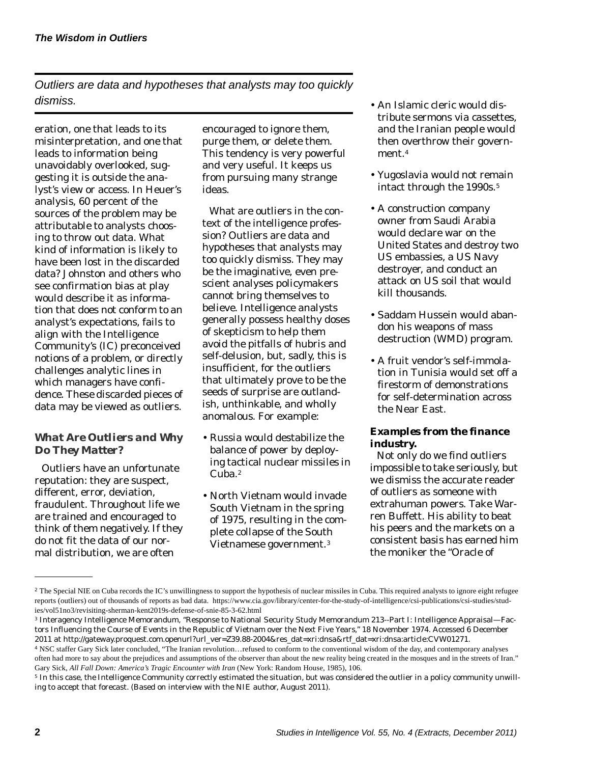*Outliers are data and hypotheses that analysts may too quickly dismiss.*

eration, one that leads to its misinterpretation, and one that leads to information being unavoidably overlooked, suggesting it is outside the analyst's view or access. In Heuer's analysis, 60 percent of the sources of the problem may be attributable to analysts choosing to throw out data. What kind of information is likely to have been lost in the discarded data? Johnston and others who see confirmation bias at play would describe it as information that does not conform to an analyst's expectations, fails to align with the Intelligence Community's (IC) preconceived notions of a problem, or directly challenges analytic lines in which managers have confidence. These discarded pieces of data may be viewed as outliers.

### What Are Outliers and Why Do They Matter?

Outliers have an unfortunate reputation: they are suspect, different, error, deviation, fraudulent. Throughout life we are trained and encouraged to think of them negatively. If they do not fit the data of our normal distribution, we are often encouraged to ignore them, purge them, or delete them. This tendency is very powerful and very useful. It keeps us from pursuing many strange ideas.

What are outliers in the context of the intelligence profession? Outliers are data and hypotheses that analysts may too quickly dismiss. They may be the imaginative, even prescient analyses policymakers cannot bring themselves to believe. Intelligence analysts generally possess healthy doses of skepticism to help them avoid the pitfalls of hubris and self-delusion, but, sadly, this is insufficient, for the outliers that ultimately prove to be the seeds of surprise are outlandish, unthinkable, and wholly anomalous. For example:

- Russia would destabilize the balance of power by deploying tactical nuclear missiles in Cuba.[2]
- North Vietnam would invade South Vietnam in the spring of 1975, resulting in the complete collapse of the South Vietnamese government.[3]
- An Islamic cleric would distribute sermons via cassettes, and the Iranian people would then overthrow their government.[4]
- Yugoslavia would not remain intact through the 1990s.[5]
- A construction company owner from Saudi Arabia would declare war on the United States and destroy two US embassies, a US Navy destroyer, and conduct an attack on US soil that would kill thousands.
- Saddam Hussein would abandon his weapons of mass destruction (WMD) program.
- A fruit vendor's self-immolation in Tunisia would set off a firestorm of demonstrations for self-determination across the Near East.

**Examples from the finance industry.**

Not only do we find outliers impossible to take seriously, but we dismiss the accurate reader of outliers as someone with extrahuman powers. Take Warren Buffett. His ability to beat his peers and the markets on a consistent basis has earned him the moniker the "Oracle of

---

[2] The Special NIE on Cuba records the IC's unwillingness to support the hypothesis of nuclear missiles in Cuba. This required analysts to ignore eight refugee reports (outliers) out of thousands of reports as bad data. https://www.cia.gov/library/center-for-the-study-of-intelligence/csi-publications/csi-studies/studies/vol51no3/revisiting-sherman-kent2019s-defense-of-snie-85-3-62.html

[3] Interagency Intelligence Memorandum, "Response to National Security Study Memorandum 213--Part I: Intelligence Appraisal—Factors Influencing the Course of Events in the Republic of Vietnam over the Next Five Years," 18 November 1974. Accessed 6 December 2011 at http://gateway.proquest.com.openurl?url_ver=Z39.88-2004&res_dat=xri:dnsa&rtf_dat=xri:dnsa:article:CVW01271.

[4] NSC staffer Gary Sick later concluded, "The Iranian revolution…refused to conform to the conventional wisdom of the day, and contemporary analyses often had more to say about the prejudices and assumptions of the observer than about the new reality being created in the mosques and in the streets of Iran." Gary Sick, *All Fall Down: America's Tragic Encounter with Iran* (New York: Random House, 1985), 106.

[5] In this case, the Intelligence Community correctly estimated the situation, but was considered the outlier in a policy community unwilling to accept that forecast. (Based on interview with the NIE author, August 2011).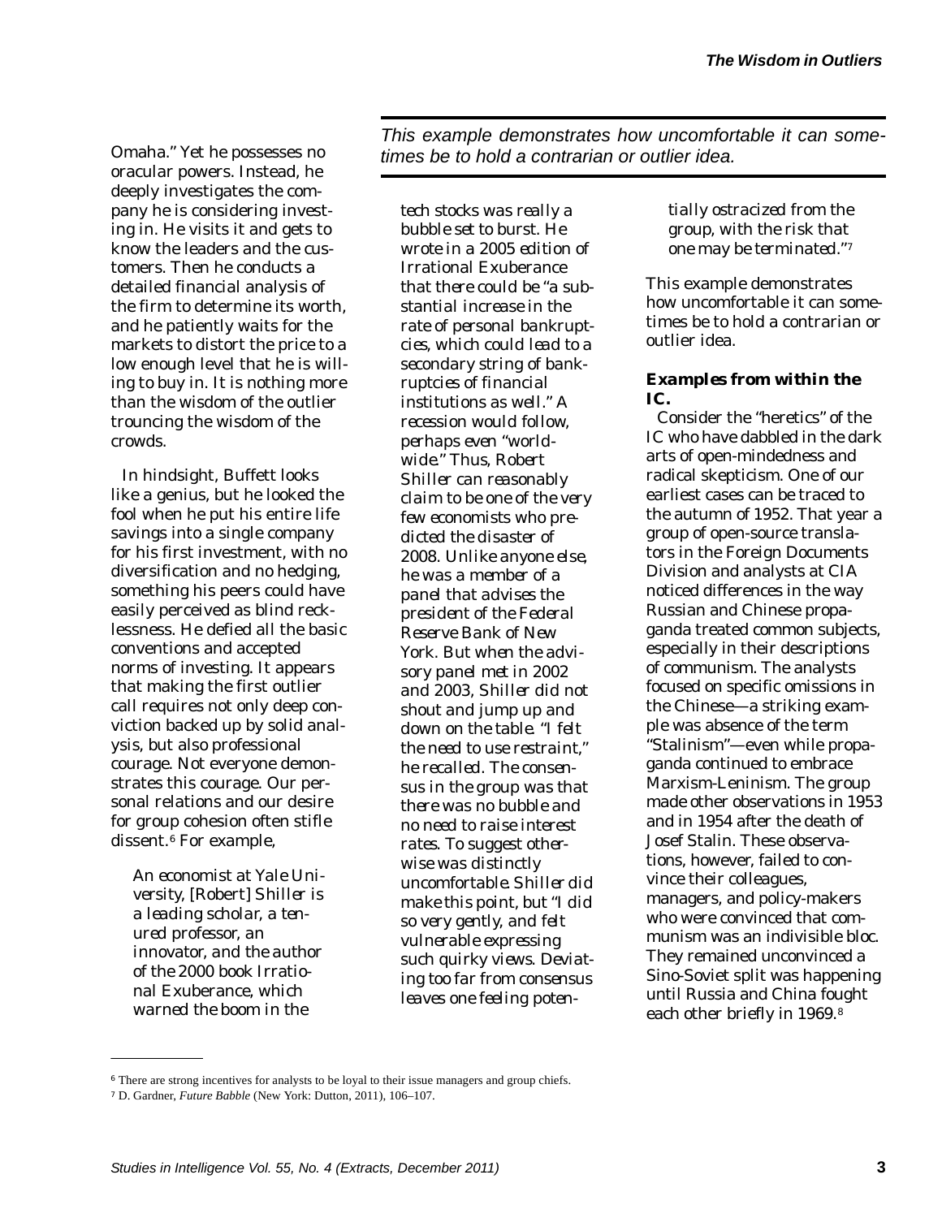Omaha." Yet he possesses no oracular powers. Instead, he deeply investigates the company he is considering investing in. He visits it and gets to know the leaders and the customers. Then he conducts a detailed financial analysis of the firm to determine its worth, and he patiently waits for the markets to distort the price to a low enough level that he is willing to buy in. It is nothing more than the wisdom of the outlier trouncing the wisdom of the crowds.

In hindsight, Buffett looks like a genius, but he looked the fool when he put his entire life savings into a single company for his first investment, with no diversification and no hedging, something his peers could have easily perceived as blind recklessness. He defied all the basic conventions and accepted norms of investing. It appears that making the first outlier call requires not only deep conviction backed up by solid analysis, but also professional courage. Not everyone demonstrates this courage. Our personal relations and our desire for group cohesion often stifle dissent.[6] For example,

> *An economist at Yale University, [Robert] Shiller is a leading scholar, a tenured professor, an innovator, and the author of the 2000 book Irrational Exuberance, which warned the boom in the tech stocks was really a bubble set to burst. He wrote in a 2005 edition of Irrational Exuberance that there could be "a substantial increase in the rate of personal bankruptcies, which could lead to a secondary string of bankruptcies of financial institutions as well." A recession would follow, perhaps even "worldwide." Thus, Robert Shiller can reasonably claim to be one of the very few economists who predicted the disaster of 2008. Unlike anyone else, he was a member of a panel that advises the president of the Federal Reserve Bank of New York. But when the advisory panel met in 2002 and 2003, Shiller did not shout and jump up and down on the table. "I felt the need to use restraint," he recalled. The consensus in the group was that there was no bubble and no need to raise interest rates. To suggest otherwise was distinctly uncomfortable. Shiller did make this point, but "I did so very gently, and felt vulnerable expressing such quirky views. Deviating too far from consensus leaves one feeling potentially ostracized from the group, with the risk that one may be terminated."*[7]

This example demonstrates how uncomfortable it can sometimes be to hold a contrarian or outlier idea.

### Examples from within the IC.

Consider the "heretics" of the IC who have dabbled in the dark arts of open-mindedness and radical skepticism. One of our earliest cases can be traced to the autumn of 1952. That year a group of open-source translators in the Foreign Documents Division and analysts at CIA noticed differences in the way Russian and Chinese propaganda treated common subjects, especially in their descriptions of communism. The analysts focused on specific omissions in the Chinese—a striking example was absence of the term "Stalinism"—even while propaganda continued to embrace Marxism-Leninism. The group made other observations in 1953 and in 1954 after the death of Josef Stalin. These observations, however, failed to convince their colleagues, managers, and policy-makers who were convinced that communism was an indivisible bloc. They remained unconvinced a Sino-Soviet split was happening until Russia and China fought each other briefly in 1969.[8]

---

[6] There are strong incentives for analysts to be loyal to their issue managers and group chiefs.

[7] D. Gardner, *Future Babble* (New York: Dutton, 2011), 106–107.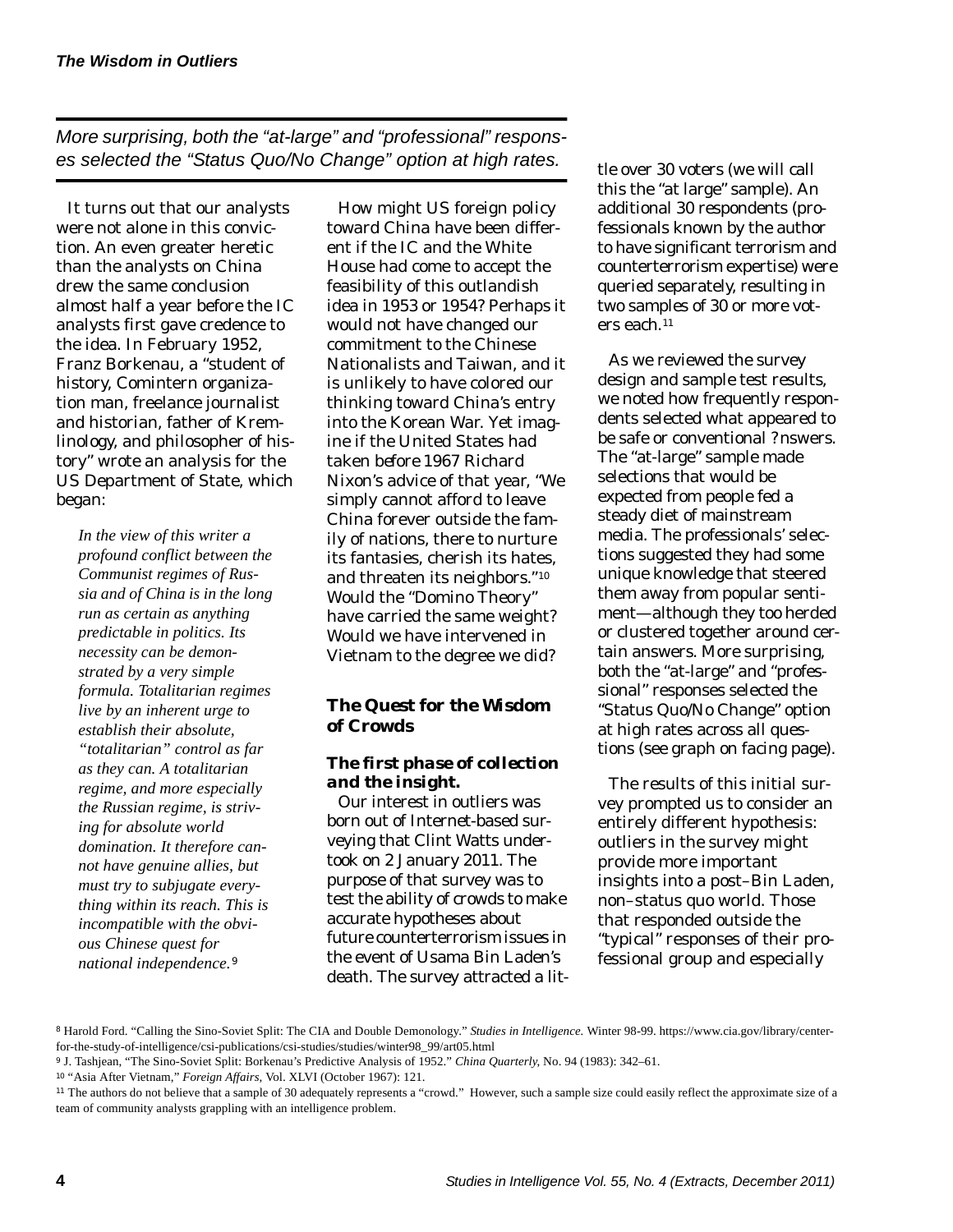*More surprising, both the "at-large" and "professional" responses selected the "Status Quo/No Change" option at high rates.*

It turns out that our analysts were not alone in this conviction. An even greater heretic than the analysts on China drew the same conclusion almost half a year before the IC analysts first gave credence to the idea. In February 1952, Franz Borkenau, a "student of history, Comintern organization man, freelance journalist and historian, father of Kremlinology, and philosopher of history" wrote an analysis for the US Department of State, which began:

> *In the view of this writer a profound conflict between the Communist regimes of Russia and of China is in the long run as certain as anything predictable in politics. Its necessity can be demonstrated by a very simple formula. Totalitarian regimes live by an inherent urge to establish their absolute, "totalitarian" control as far as they can. A totalitarian regime, and more especially the Russian regime, is striving for absolute world domination. It therefore cannot have genuine allies, but must try to subjugate everything within its reach. This is incompatible with the obvious Chinese quest for national independence.*[9]

How might US foreign policy toward China have been different if the IC and the White House had come to accept the feasibility of this outlandish idea in 1953 or 1954? Perhaps it would not have changed our commitment to the Chinese Nationalists and Taiwan, and it is unlikely to have colored our thinking toward China's entry into the Korean War. Yet imagine if the United States had taken before 1967 Richard Nixon's advice of that year, "We simply cannot afford to leave China forever outside the family of nations, there to nurture its fantasies, cherish its hates, and threaten its neighbors."[10] Would the "Domino Theory" have carried the same weight? Would we have intervened in Vietnam to the degree we did?

## The Quest for the Wisdom of Crowds

### The first phase of collection and the insight.

Our interest in outliers was born out of Internet-based surveying that Clint Watts undertook on 2 January 2011. The purpose of that survey was to test the ability of crowds to make accurate hypotheses about future counterterrorism issues in the event of Usama Bin Laden's death. The survey attracted a little over 30 voters (we will call this the "at large" sample). An additional 30 respondents (professionals known by the author to have significant terrorism and counterterrorism expertise) were queried separately, resulting in two samples of 30 or more voters each.[11]

As we reviewed the survey design and sample test results, we noted how frequently respondents selected what appeared to be safe or conventional ?nswers. The "at-large" sample made selections that would be expected from people fed a steady diet of mainstream media. The professionals' selections suggested they had some unique knowledge that steered them away from popular sentiment—although they too herded or clustered together around certain answers. More surprising, both the "at-large" and "professional" responses selected the "Status Quo/No Change" option at high rates across all questions (see graph on facing page).

The results of this initial survey prompted us to consider an entirely different hypothesis: outliers in the survey might provide more important insights into a post–Bin Laden, non–status quo world. Those that responded outside the "typical" responses of their professional group and especially

---

[8] Harold Ford. "Calling the Sino-Soviet Split: The CIA and Double Demonology." *Studies in Intelligence.* Winter 98-99. https://www.cia.gov/library/center-for-the-study-of-intelligence/csi-publications/csi-studies/studies/winter98_99/art05.html

[9] J. Tashjean, "The Sino-Soviet Split: Borkenau's Predictive Analysis of 1952." *China Quarterly*, No. 94 (1983): 342–61.

[10] "Asia After Vietnam," *Foreign Affairs*, Vol. XLVI (October 1967): 121.

[11] The authors do not believe that a sample of 30 adequately represents a "crowd." However, such a sample size could easily reflect the approximate size of a team of community analysts grappling with an intelligence problem.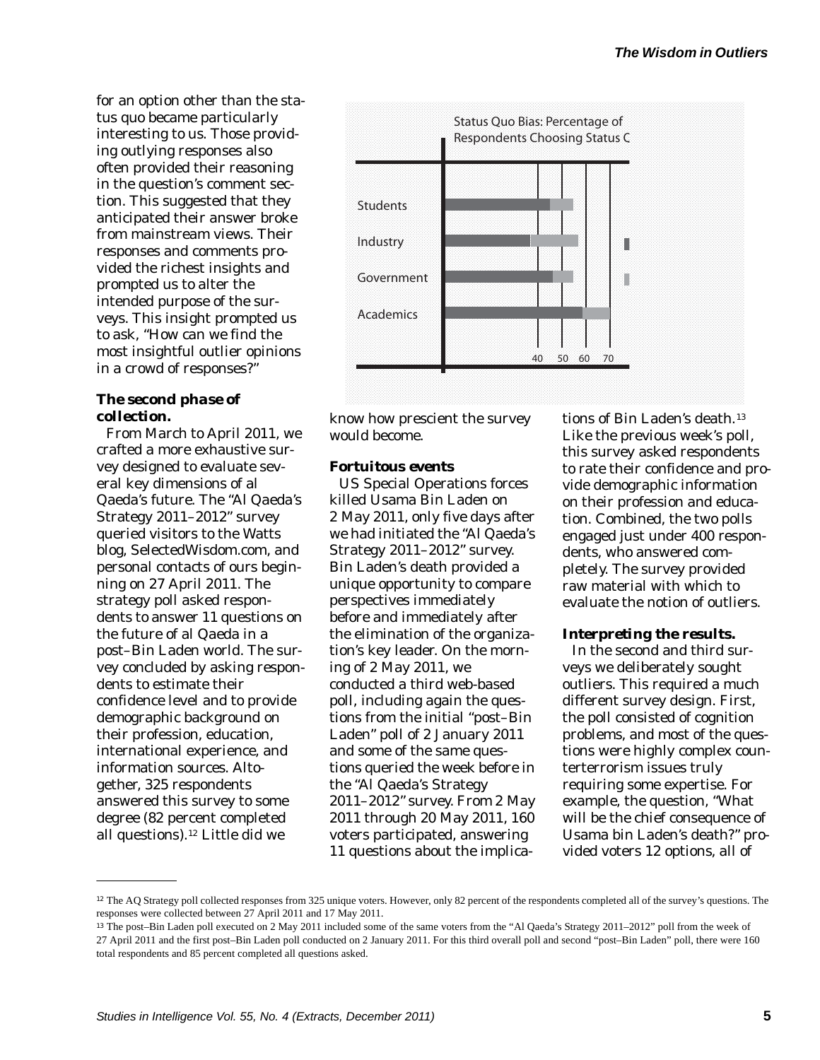for an option other than the status quo became particularly interesting to us. Those providing outlying responses also often provided their reasoning in the question's comment section. This suggested that they anticipated their answer broke from mainstream views. Their responses and comments provided the richest insights and prompted us to alter the intended purpose of the surveys. This insight prompted us to ask, "How can we find the most insightful outlier opinions in a crowd of responses?"

Status Quo Bias: Percentage of Respondents Choosing Status C

Students

Industry

Government

Academics

40 50 60 70

### The second phase of collection.

From March to April 2011, we crafted a more exhaustive survey designed to evaluate several key dimensions of al Qaeda's future. The "Al Qaeda's Strategy 2011–2012" survey queried visitors to the Watts blog, SelectedWisdom.com, and personal contacts of ours beginning on 27 April 2011. The strategy poll asked respondents to answer 11 questions on the future of al Qaeda in a post–Bin Laden world. The survey concluded by asking respondents to estimate their confidence level and to provide demographic background on their profession, education, international experience, and information sources. Altogether, 325 respondents answered this survey to some degree (82 percent completed all questions).[12] Little did we know how prescient the survey would become.

### Fortuitous events

US Special Operations forces killed Usama Bin Laden on 2 May 2011, only five days after we had initiated the "Al Qaeda's Strategy 2011–2012" survey. Bin Laden's death provided a unique opportunity to compare perspectives immediately before and immediately after the elimination of the organization's key leader. On the morning of 2 May 2011, we conducted a third web-based poll, including again the questions from the initial "post–Bin Laden" poll of 2 January 2011 and some of the same questions queried the week before in the "Al Qaeda's Strategy 2011–2012" survey. From 2 May 2011 through 20 May 2011, 160 voters participated, answering 11 questions about the implications of Bin Laden's death.[13] Like the previous week's poll, this survey asked respondents to rate their confidence and provide demographic information on their profession and education. Combined, the two polls engaged just under 400 respondents, who answered completely. The survey provided raw material with which to evaluate the notion of outliers.

### Interpreting the results.

In the second and third surveys we deliberately sought outliers. This required a much different survey design. First, the poll consisted of cognition problems, and most of the questions were highly complex counterterrorism issues truly requiring some expertise. For example, the question, "What will be the chief consequence of Usama bin Laden's death?" provided voters 12 options, all of

---

[12] The AQ Strategy poll collected responses from 325 unique voters. However, only 82 percent of the respondents completed all of the survey's questions. The responses were collected between 27 April 2011 and 17 May 2011.

[13] The post–Bin Laden poll executed on 2 May 2011 included some of the same voters from the "Al Qaeda's Strategy 2011–2012" poll from the week of 27 April 2011 and the first post–Bin Laden poll conducted on 2 January 2011. For this third overall poll and second "post–Bin Laden" poll, there were 160 total respondents and 85 percent completed all questions asked.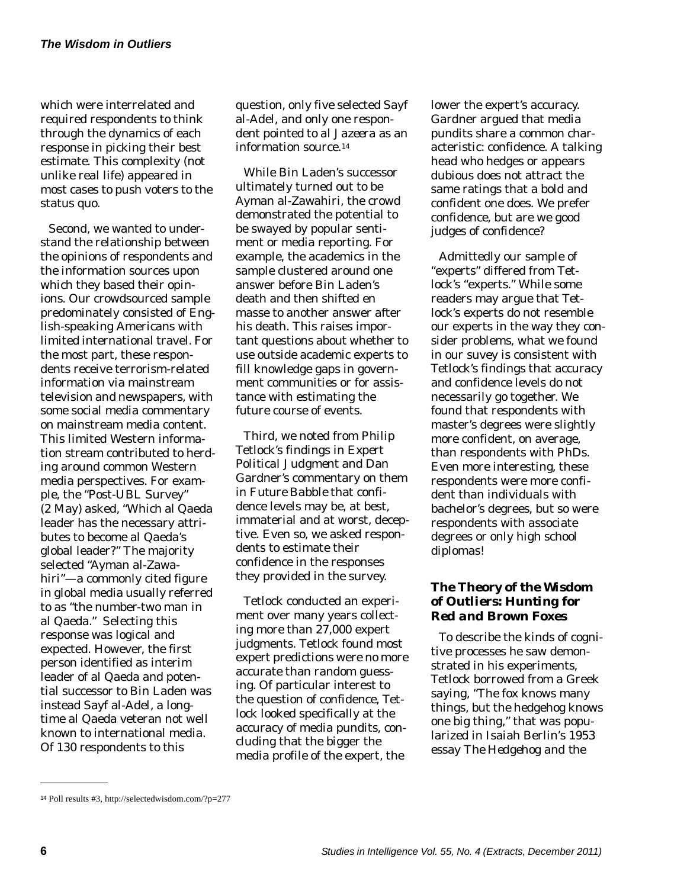which were interrelated and required respondents to think through the dynamics of each response in picking their best estimate. This complexity (not unlike real life) appeared in most cases to push voters to the status quo.

Second, we wanted to understand the relationship between the opinions of respondents and the information sources upon which they based their opinions. Our crowdsourced sample predominately consisted of English-speaking Americans with limited international travel. For the most part, these respondents receive terrorism-related information via mainstream television and newspapers, with some social media commentary on mainstream media content. This limited Western information stream contributed to herding around common Western media perspectives. For example, the "Post-UBL Survey" (2 May) asked, "Which al Qaeda leader has the necessary attributes to become al Qaeda's global leader?" The majority selected "Ayman al-Zawahiri"—a commonly cited figure in global media usually referred to as "the number-two man in al Qaeda." Selecting this response was logical and expected. However, the first person identified as interim leader of al Qaeda and potential successor to Bin Laden was instead Sayf al-Adel, a longtime al Qaeda veteran not well known to international media. Of 130 respondents to this question, only five selected Sayf al-Adel, and only one respondent pointed to *al Jazeera* as an information source.[14]

While Bin Laden's successor ultimately turned out to be Ayman al-Zawahiri, the crowd demonstrated the potential to be swayed by popular sentiment or media reporting. For example, the academics in the sample clustered around one answer before Bin Laden's death and then shifted en masse to another answer after his death. This raises important questions about whether to use outside academic experts to fill knowledge gaps in government communities or for assistance with estimating the future course of events.

Third, we noted from Philip Tetlock's findings in *Expert Political Judgment* and Dan Gardner's commentary on them in *Future Babble* that confidence levels may be, at best, immaterial and at worst, deceptive. Even so, we asked respondents to estimate their confidence in the responses they provided in the survey.

Tetlock conducted an experiment over many years collecting more than 27,000 expert judgments. Tetlock found most expert predictions were no more accurate than random guessing. Of particular interest to the question of confidence, Tetlock looked specifically at the accuracy of media pundits, concluding that the bigger the media profile of the expert, the lower the expert's accuracy. Gardner argued that media pundits share a common characteristic: confidence. A talking head who hedges or appears dubious does not attract the same ratings that a bold and confident one does. We prefer confidence, but are we good judges of confidence?

Admittedly our sample of "experts" differed from Tetlock's "experts." While some readers may argue that Tetlock's experts do not resemble our experts in the way they consider problems, what we found in our suvey is consistent with Tetlock's findings that accuracy and confidence levels do not necessarily go together. We found that respondents with master's degrees were slightly more confident, on average, than respondents with PhDs. Even more interesting, these respondents were more confident than individuals with bachelor's degrees, but so were respondents with associate degrees or only high school diplomas!

### The Theory of the Wisdom of Outliers: Hunting for Red and Brown Foxes

To describe the kinds of cognitive processes he saw demonstrated in his experiments, Tetlock borrowed from a Greek saying, "The fox knows many things, but the hedgehog knows one big thing," that was popularized in Isaiah Berlin's 1953 essay *The Hedgehog and the*

---

[14] Poll results #3, http://selectedwisdom.com/?p=277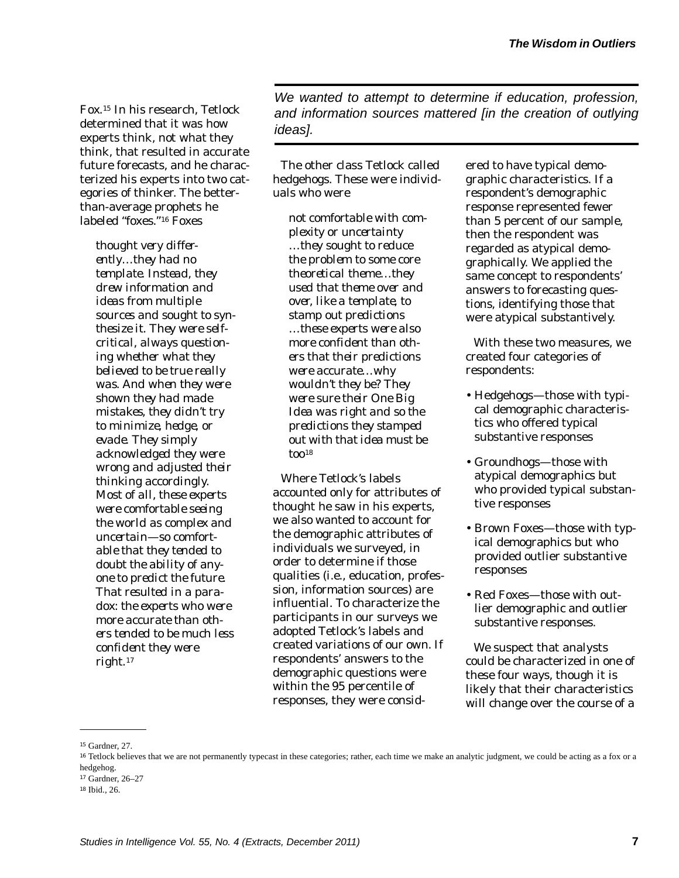Fox.[15] In his research, Tetlock determined that it was how experts think, not what they think, that resulted in accurate future forecasts, and he characterized his experts into two categories of thinker. The better-than-average prophets he labeled "foxes."[16] Foxes

> *thought very differently…they had no template. Instead, they drew information and ideas from multiple sources and sought to synthesize it. They were self-critical, always questioning whether what they believed to be true really was. And when they were shown they had made mistakes, they didn't try to minimize, hedge, or evade. They simply acknowledged they were wrong and adjusted their thinking accordingly. Most of all, these experts were comfortable seeing the world as complex and uncertain—so comfortable that they tended to doubt the ability of anyone to predict the future. That resulted in a paradox: the experts who were more accurate than others tended to be much less confident they were right.*[17]

*We wanted to attempt to determine if education, profession, and information sources mattered [in the creation of outlying ideas].*

The other class Tetlock called hedgehogs. These were individuals who were

> *not comfortable with complexity or uncertainty …they sought to reduce the problem to some core theoretical theme…they used that theme over and over, like a template, to stamp out predictions …these experts were also more confident than others that their predictions were accurate…why wouldn't they be? They were sure their One Big Idea was right and so the predictions they stamped out with that idea must be too*[18]

Where Tetlock's labels accounted only for attributes of thought he saw in his experts, we also wanted to account for the demographic attributes of individuals we surveyed, in order to determine if those qualities (i.e., education, profession, information sources) are influential. To characterize the participants in our surveys we adopted Tetlock's labels and created variations of our own. If respondents' answers to the demographic questions were within the 95 percentile of responses, they were considered to have typical demographic characteristics. If a respondent's demographic response represented fewer than 5 percent of our sample, then the respondent was regarded as atypical demographically. We applied the same concept to respondents' answers to forecasting questions, identifying those that were atypical substantively.

With these two measures, we created four categories of respondents:

- Hedgehogs—those with typical demographic characteristics who offered typical substantive responses
- Groundhogs—those with atypical demographics but who provided typical substantive responses
- Brown Foxes—those with typical demographics but who provided outlier substantive responses
- Red Foxes—those with outlier demographic and outlier substantive responses.

We suspect that analysts could be characterized in one of these four ways, though it is likely that their characteristics will change over the course of a

---

[15] Gardner, 27.

[16] Tetlock believes that we are not permanently typecast in these categories; rather, each time we make an analytic judgment, we could be acting as a fox or a hedgehog.

[17] Gardner, 26–27

[18] Ibid., 26.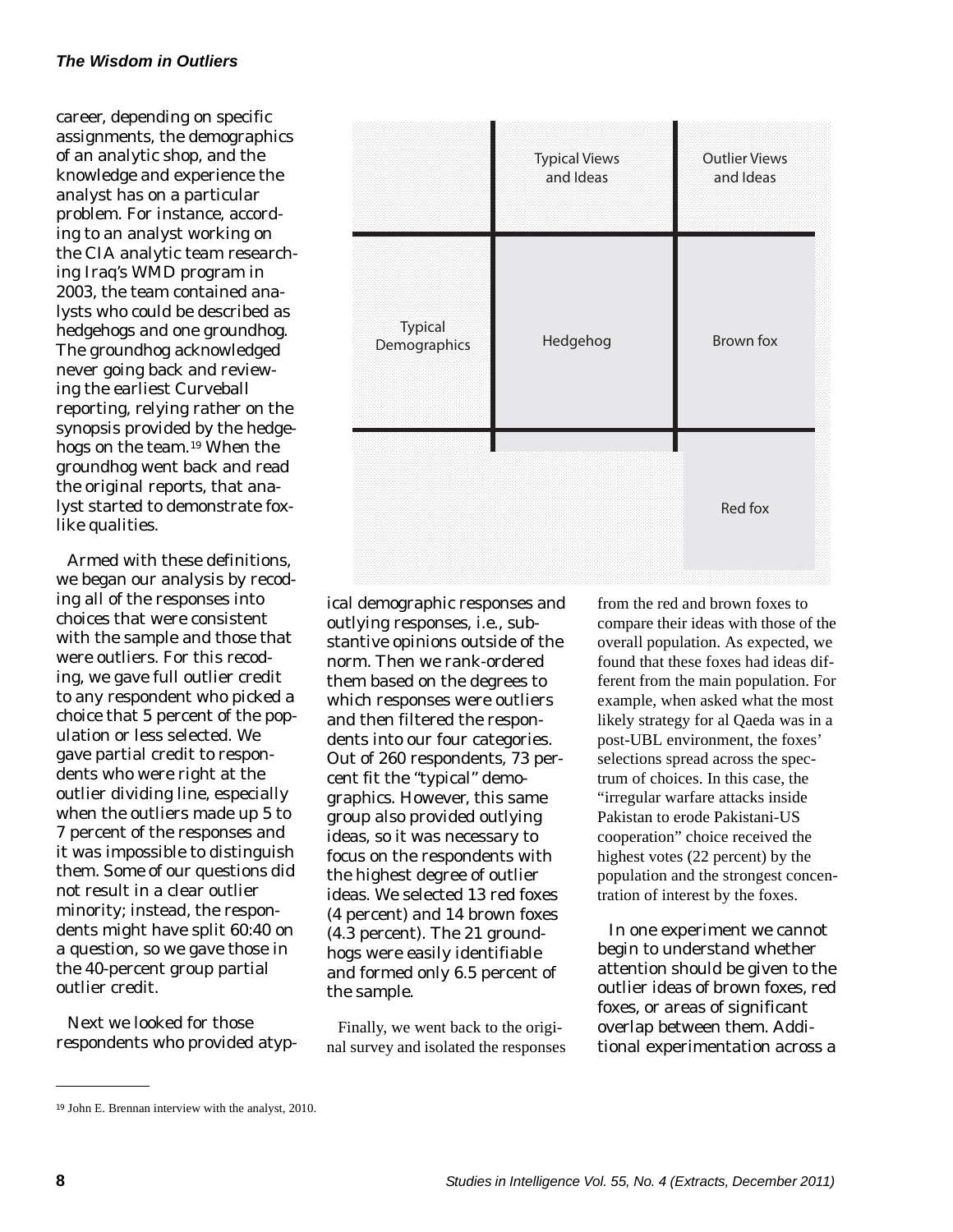career, depending on specific assignments, the demographics of an analytic shop, and the knowledge and experience the analyst has on a particular problem. For instance, according to an analyst working on the CIA analytic team researching Iraq's WMD program in 2003, the team contained analysts who could be described as hedgehogs and one groundhog. The groundhog acknowledged never going back and reviewing the earliest Curveball reporting, relying rather on the synopsis provided by the hedgehogs on the team.[19] When the groundhog went back and read the original reports, that analyst started to demonstrate fox-like qualities.

| | Typical Views and Ideas | Outlier Views and Ideas |
|---|---|---|
| Typical Demographics | Hedgehog | Brown fox |
| | | Red fox |

Armed with these definitions, we began our analysis by recoding all of the responses into choices that were consistent with the sample and those that were outliers. For this recoding, we gave full outlier credit to any respondent who picked a choice that 5 percent of the population or less selected. We gave partial credit to respondents who were right at the outlier dividing line, especially when the outliers made up 5 to 7 percent of the responses and it was impossible to distinguish them. Some of our questions did not result in a clear outlier minority; instead, the respondents might have split 60:40 on a question, so we gave those in the 40-percent group partial outlier credit.

Next we looked for those respondents who provided atypical demographic responses and outlying responses, i.e., substantive opinions outside of the norm. Then we rank-ordered them based on the degrees to which responses were outliers and then filtered the respondents into our four categories. Out of 260 respondents, 73 percent fit the "typical" demographics. However, this same group also provided outlying ideas, so it was necessary to focus on the respondents with the highest degree of outlier ideas. We selected 13 red foxes (4 percent) and 14 brown foxes (4.3 percent). The 21 groundhogs were easily identifiable and formed only 6.5 percent of the sample.

Finally, we went back to the original survey and isolated the responses from the red and brown foxes to compare their ideas with those of the overall population. As expected, we found that these foxes had ideas different from the main population. For example, when asked what the most likely strategy for al Qaeda was in a post-UBL environment, the foxes' selections spread across the spectrum of choices. In this case, the "irregular warfare attacks inside Pakistan to erode Pakistani-US cooperation" choice received the highest votes (22 percent) by the population and the strongest concentration of interest by the foxes.

In one experiment we cannot begin to understand whether attention should be given to the outlier ideas of brown foxes, red foxes, or areas of significant overlap between them. Additional experimentation across a

---

[19] John E. Brennan interview with the analyst, 2010.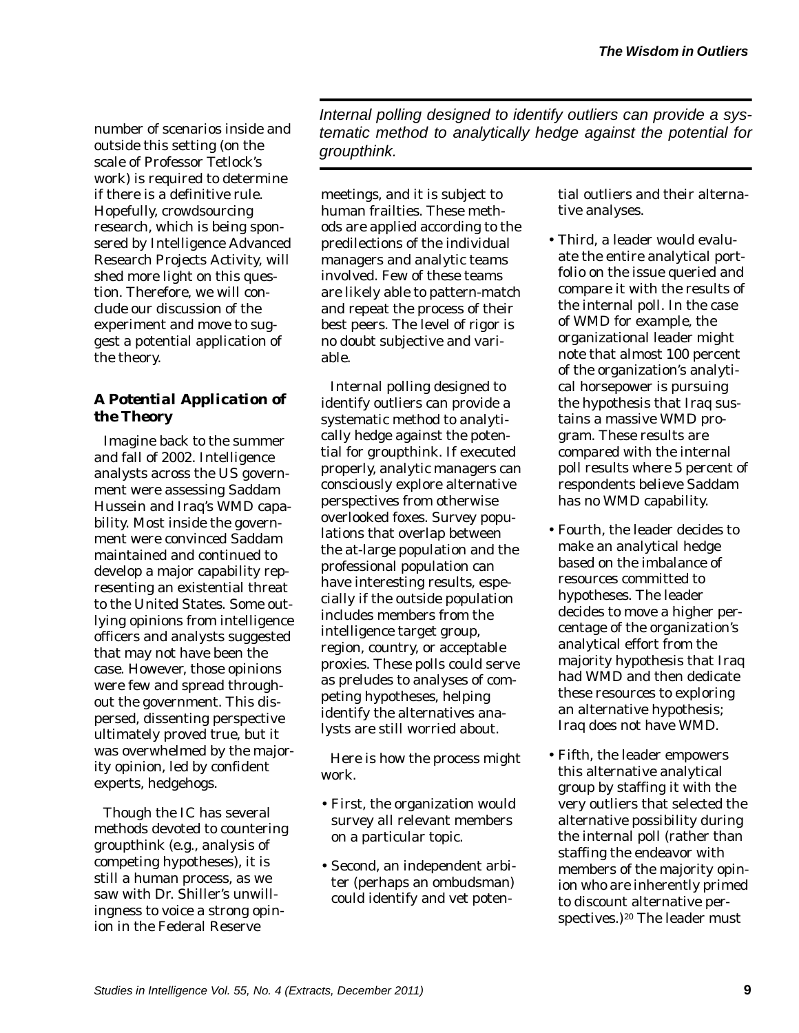number of scenarios inside and outside this setting (on the scale of Professor Tetlock's work) is required to determine if there is a definitive rule. Hopefully, crowdsourcing research, which is being sponsered by Intelligence Advanced Research Projects Activity, will shed more light on this question. Therefore, we will conclude our discussion of the experiment and move to suggest a potential application of the theory.

### A Potential Application of the Theory

Imagine back to the summer and fall of 2002. Intelligence analysts across the US government were assessing Saddam Hussein and Iraq's WMD capability. Most inside the government were convinced Saddam maintained and continued to develop a major capability representing an existential threat to the United States. Some outlying opinions from intelligence officers and analysts suggested that may not have been the case. However, those opinions were few and spread throughout the government. This dispersed, dissenting perspective ultimately proved true, but it was overwhelmed by the majority opinion, led by confident experts, hedgehogs.

Though the IC has several methods devoted to countering groupthink (e.g., analysis of competing hypotheses), it is still a human process, as we saw with Dr. Shiller's unwillingness to voice a strong opinion in the Federal Reserve meetings, and it is subject to human frailties. These methods are applied according to the predilections of the individual managers and analytic teams involved. Few of these teams are likely able to pattern-match and repeat the process of their best peers. The level of rigor is no doubt subjective and variable.

*Internal polling designed to identify outliers can provide a systematic method to analytically hedge against the potential for groupthink.*

Internal polling designed to identify outliers can provide a systematic method to analytically hedge against the potential for groupthink. If executed properly, analytic managers can consciously explore alternative perspectives from otherwise overlooked foxes. Survey populations that overlap between the at-large population and the professional population can have interesting results, especially if the outside population includes members from the intelligence target group, region, country, or acceptable proxies. These polls could serve as preludes to analyses of competing hypotheses, helping identify the alternatives analysts are still worried about.

Here is how the process might work.

- First, the organization would survey all relevant members on a particular topic.
- Second, an independent arbiter (perhaps an ombudsman) could identify and vet potential outliers and their alternative analyses.
- Third, a leader would evaluate the entire analytical portfolio on the issue queried and compare it with the results of the internal poll. In the case of WMD for example, the organizational leader might note that almost 100 percent of the organization's analytical horsepower is pursuing the hypothesis that Iraq sustains a massive WMD program. These results are compared with the internal poll results where 5 percent of respondents believe Saddam has no WMD capability.
- Fourth, the leader decides to make an analytical hedge based on the imbalance of resources committed to hypotheses. The leader decides to move a higher percentage of the organization's analytical effort from the majority hypothesis that Iraq had WMD and then dedicate these resources to exploring an alternative hypothesis; Iraq does not have WMD.
- Fifth, the leader empowers this alternative analytical group by staffing it with the very outliers that selected the alternative possibility during the internal poll (rather than staffing the endeavor with members of the majority opinion who are inherently primed to discount alternative perspectives.)[20] The leader must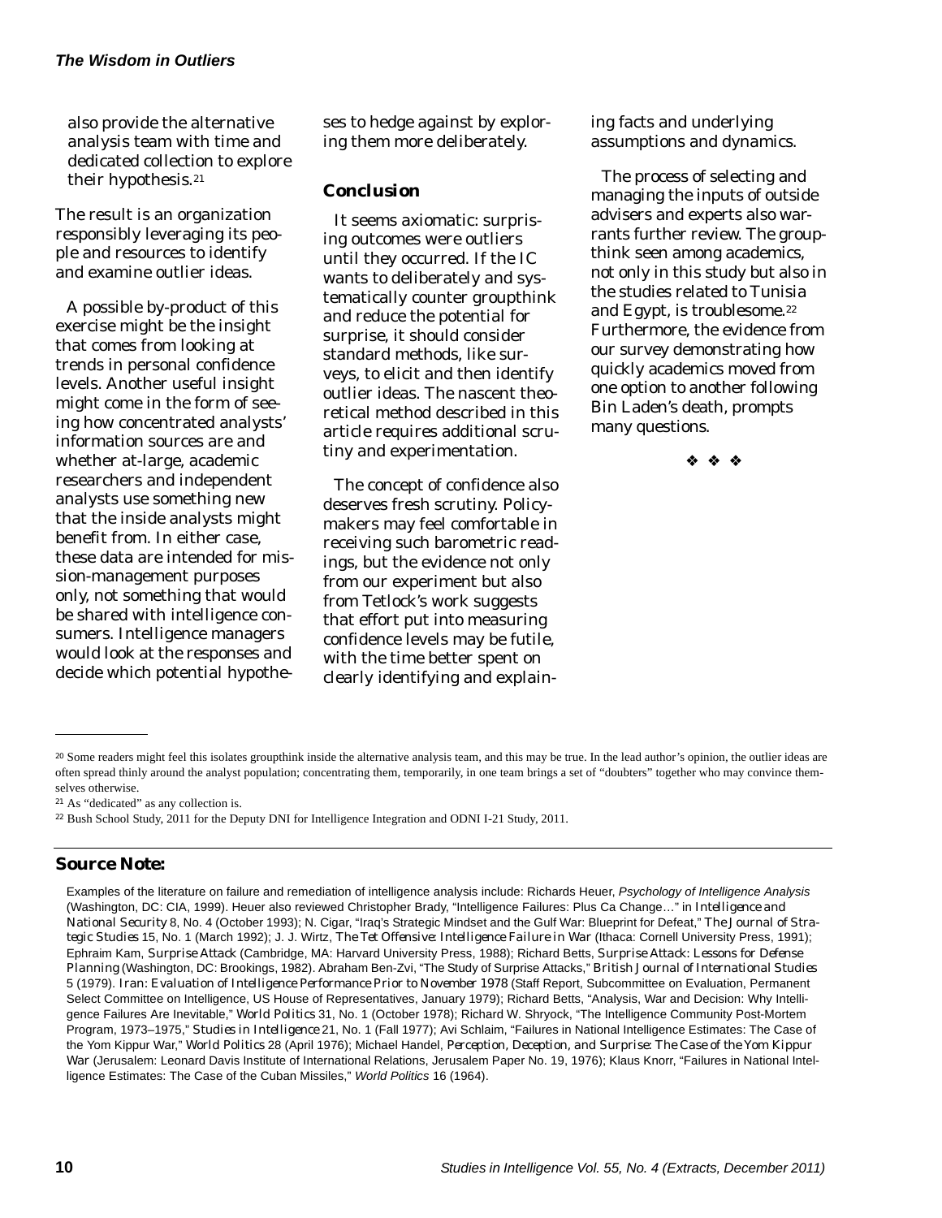also provide the alternative analysis team with time and dedicated collection to explore their hypothesis.[21]

The result is an organization responsibly leveraging its people and resources to identify and examine outlier ideas.

A possible by-product of this exercise might be the insight that comes from looking at trends in personal confidence levels. Another useful insight might come in the form of seeing how concentrated analysts' information sources are and whether at-large, academic researchers and independent analysts use something new that the inside analysts might benefit from. In either case, these data are intended for mission-management purposes only, not something that would be shared with intelligence consumers. Intelligence managers would look at the responses and decide which potential hypotheses to hedge against by exploring them more deliberately.

## Conclusion

It seems axiomatic: surprising outcomes were outliers until they occurred. If the IC wants to deliberately and systematically counter groupthink and reduce the potential for surprise, it should consider standard methods, like surveys, to elicit and then identify outlier ideas. The nascent theoretical method described in this article requires additional scrutiny and experimentation.

The concept of confidence also deserves fresh scrutiny. Policymakers may feel comfortable in receiving such barometric readings, but the evidence not only from our experiment but also from Tetlock's work suggests that effort put into measuring confidence levels may be futile, with the time better spent on clearly identifying and explaining facts and underlying assumptions and dynamics.

The process of selecting and managing the inputs of outside advisers and experts also warrants further review. The groupthink seen among academics, not only in this study but also in the studies related to Tunisia and Egypt, is troublesome.[22] Furthermore, the evidence from our survey demonstrating how quickly academics moved from one option to another following Bin Laden's death, prompts many questions.

❖ ❖ ❖

---

[20] Some readers might feel this isolates groupthink inside the alternative analysis team, and this may be true. In the lead author's opinion, the outlier ideas are often spread thinly around the analyst population; concentrating them, temporarily, in one team brings a set of "doubters" together who may convince themselves otherwise.

[21] As "dedicated" as any collection is.

[22] Bush School Study, 2011 for the Deputy DNI for Intelligence Integration and ODNI I-21 Study, 2011.

---

### Source Note:

Examples of the literature on failure and remediation of intelligence analysis include: Richards Heuer, *Psychology of Intelligence Analysis* (Washington, DC: CIA, 1999). Heuer also reviewed Christopher Brady, "Intelligence Failures: Plus Ca Change…" in *Intelligence and National Security* 8, No. 4 (October 1993); N. Cigar, "Iraq's Strategic Mindset and the Gulf War: Blueprint for Defeat," *The Journal of Strategic Studies* 15, No. 1 (March 1992); J. J. Wirtz, *The Tet Offensive: Intelligence Failure in War* (Ithaca: Cornell University Press, 1991); Ephraim Kam, *Surprise Attack* (Cambridge, MA: Harvard University Press, 1988); Richard Betts, *Surprise Attack: Lessons for Defense Planning* (Washington, DC: Brookings, 1982). Abraham Ben-Zvi, "The Study of Surprise Attacks," *British Journal of International Studies* 5 (1979). *Iran: Evaluation of Intelligence Performance Prior to November 1978* (Staff Report, Subcommittee on Evaluation, Permanent Select Committee on Intelligence, US House of Representatives, January 1979); Richard Betts, "Analysis, War and Decision: Why Intelligence Failures Are Inevitable," *World Politics* 31, No. 1 (October 1978); Richard W. Shryock, "The Intelligence Community Post-Mortem Program, 1973–1975," *Studies in Intelligence* 21, No. 1 (Fall 1977); Avi Schlaim, "Failures in National Intelligence Estimates: The Case of the Yom Kippur War," *World Politics* 28 (April 1976); Michael Handel, *Perception, Deception, and Surprise: The Case of the Yom Kippur War* (Jerusalem: Leonard Davis Institute of International Relations, Jerusalem Paper No. 19, 1976); Klaus Knorr, "Failures in National Intelligence Estimates: The Case of the Cuban Missiles," *World Politics* 16 (1964).